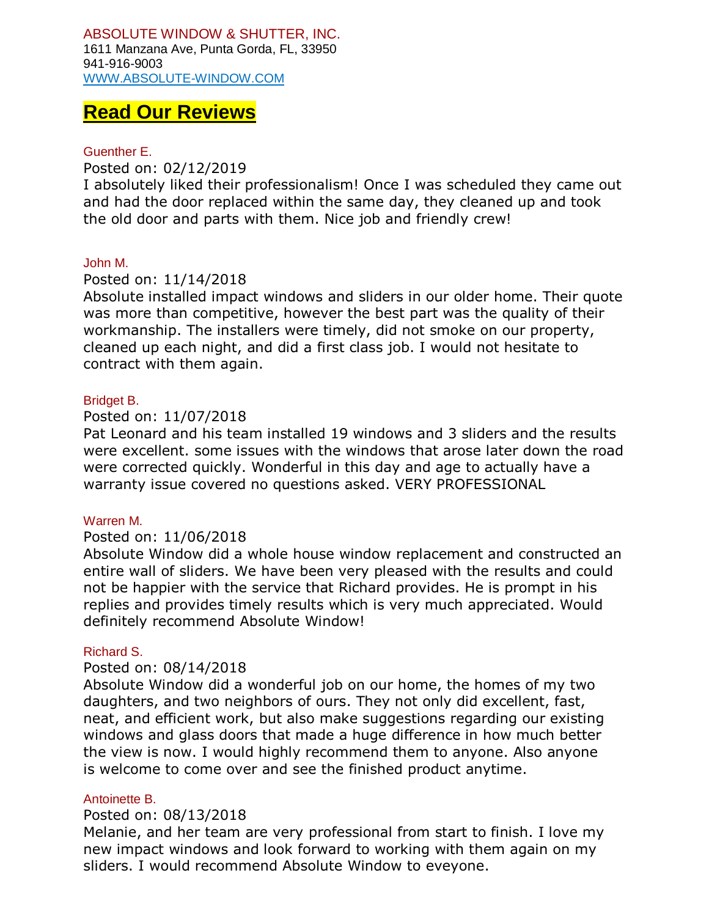ABSOLUTE WINDOW & SHUTTER, INC.
1611 Manzana Ave, Punta Gorda, FL, 33950
941-916-9003
[WWW.ABSOLUTE-WINDOW.COM](http://WWW.ABSOLUTE-WINDOW.COM)

# Read Our Reviews

Guenther E.

Posted on: 02/12/2019

I absolutely liked their professionalism! Once I was scheduled they came out and had the door replaced within the same day, they cleaned up and took the old door and parts with them. Nice job and friendly crew!

John M.

Posted on: 11/14/2018

Absolute installed impact windows and sliders in our older home. Their quote was more than competitive, however the best part was the quality of their workmanship. The installers were timely, did not smoke on our property, cleaned up each night, and did a first class job. I would not hesitate to contract with them again.

Bridget B.

Posted on: 11/07/2018

Pat Leonard and his team installed 19 windows and 3 sliders and the results were excellent. some issues with the windows that arose later down the road were corrected quickly. Wonderful in this day and age to actually have a warranty issue covered no questions asked. VERY PROFESSIONAL

Warren M.

Posted on: 11/06/2018

Absolute Window did a whole house window replacement and constructed an entire wall of sliders. We have been very pleased with the results and could not be happier with the service that Richard provides. He is prompt in his replies and provides timely results which is very much appreciated. Would definitely recommend Absolute Window!

Richard S.

Posted on: 08/14/2018

Absolute Window did a wonderful job on our home, the homes of my two daughters, and two neighbors of ours. They not only did excellent, fast, neat, and efficient work, but also make suggestions regarding our existing windows and glass doors that made a huge difference in how much better the view is now. I would highly recommend them to anyone. Also anyone is welcome to come over and see the finished product anytime.

Antoinette B.

Posted on: 08/13/2018

Melanie, and her team are very professional from start to finish. I love my new impact windows and look forward to working with them again on my sliders. I would recommend Absolute Window to eveyone.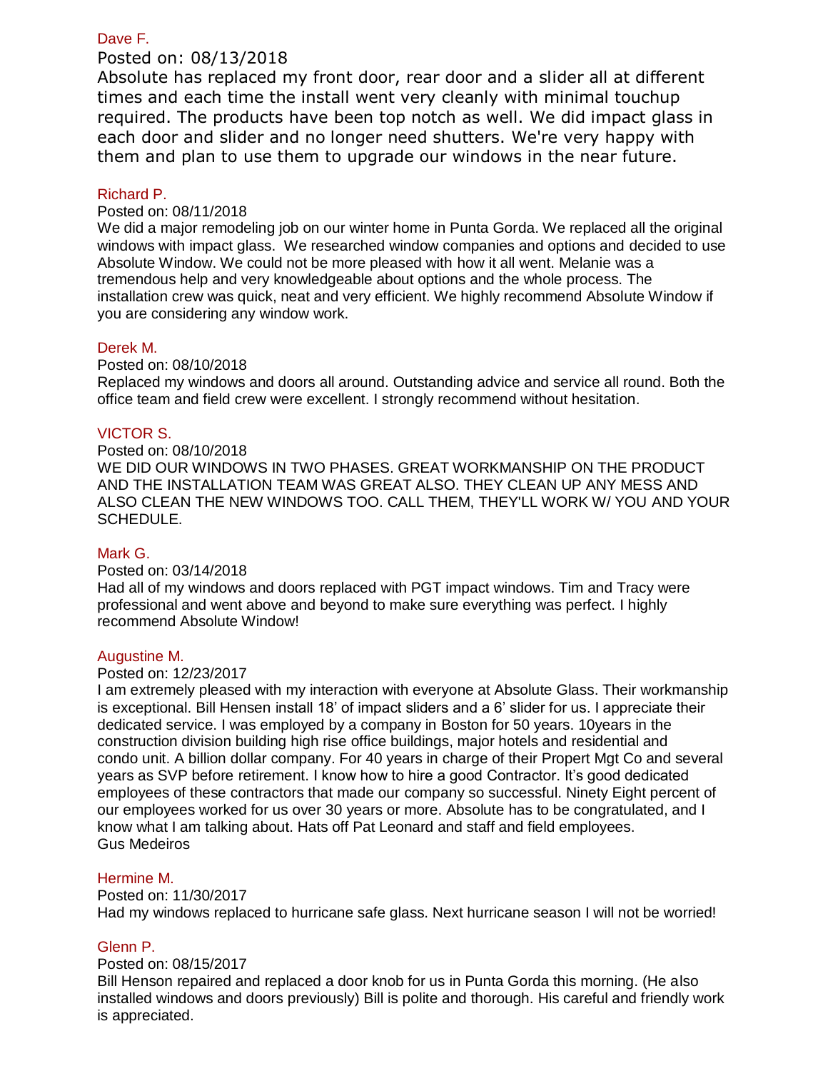Dave F.

Posted on: 08/13/2018

Absolute has replaced my front door, rear door and a slider all at different times and each time the install went very cleanly with minimal touchup required. The products have been top notch as well. We did impact glass in each door and slider and no longer need shutters. We're very happy with them and plan to use them to upgrade our windows in the near future.

Richard P.

Posted on: 08/11/2018

We did a major remodeling job on our winter home in Punta Gorda. We replaced all the original windows with impact glass. We researched window companies and options and decided to use Absolute Window. We could not be more pleased with how it all went. Melanie was a tremendous help and very knowledgeable about options and the whole process. The installation crew was quick, neat and very efficient. We highly recommend Absolute Window if you are considering any window work.

Derek M.

Posted on: 08/10/2018

Replaced my windows and doors all around. Outstanding advice and service all round. Both the office team and field crew were excellent. I strongly recommend without hesitation.

VICTOR S.

Posted on: 08/10/2018

WE DID OUR WINDOWS IN TWO PHASES. GREAT WORKMANSHIP ON THE PRODUCT AND THE INSTALLATION TEAM WAS GREAT ALSO. THEY CLEAN UP ANY MESS AND ALSO CLEAN THE NEW WINDOWS TOO. CALL THEM, THEY'LL WORK W/ YOU AND YOUR SCHEDULE.

Mark G.

Posted on: 03/14/2018

Had all of my windows and doors replaced with PGT impact windows. Tim and Tracy were professional and went above and beyond to make sure everything was perfect. I highly recommend Absolute Window!

Augustine M.

Posted on: 12/23/2017

I am extremely pleased with my interaction with everyone at Absolute Glass. Their workmanship is exceptional. Bill Hensen install 18' of impact sliders and a 6' slider for us. I appreciate their dedicated service. I was employed by a company in Boston for 50 years. 10years in the construction division building high rise office buildings, major hotels and residential and condo unit. A billion dollar company. For 40 years in charge of their Propert Mgt Co and several years as SVP before retirement. I know how to hire a good Contractor. It's good dedicated employees of these contractors that made our company so successful. Ninety Eight percent of our employees worked for us over 30 years or more. Absolute has to be congratulated, and I know what I am talking about. Hats off Pat Leonard and staff and field employees.
Gus Medeiros

Hermine M.

Posted on: 11/30/2017

Had my windows replaced to hurricane safe glass. Next hurricane season I will not be worried!

Glenn P.

Posted on: 08/15/2017

Bill Henson repaired and replaced a door knob for us in Punta Gorda this morning. (He also installed windows and doors previously) Bill is polite and thorough. His careful and friendly work is appreciated.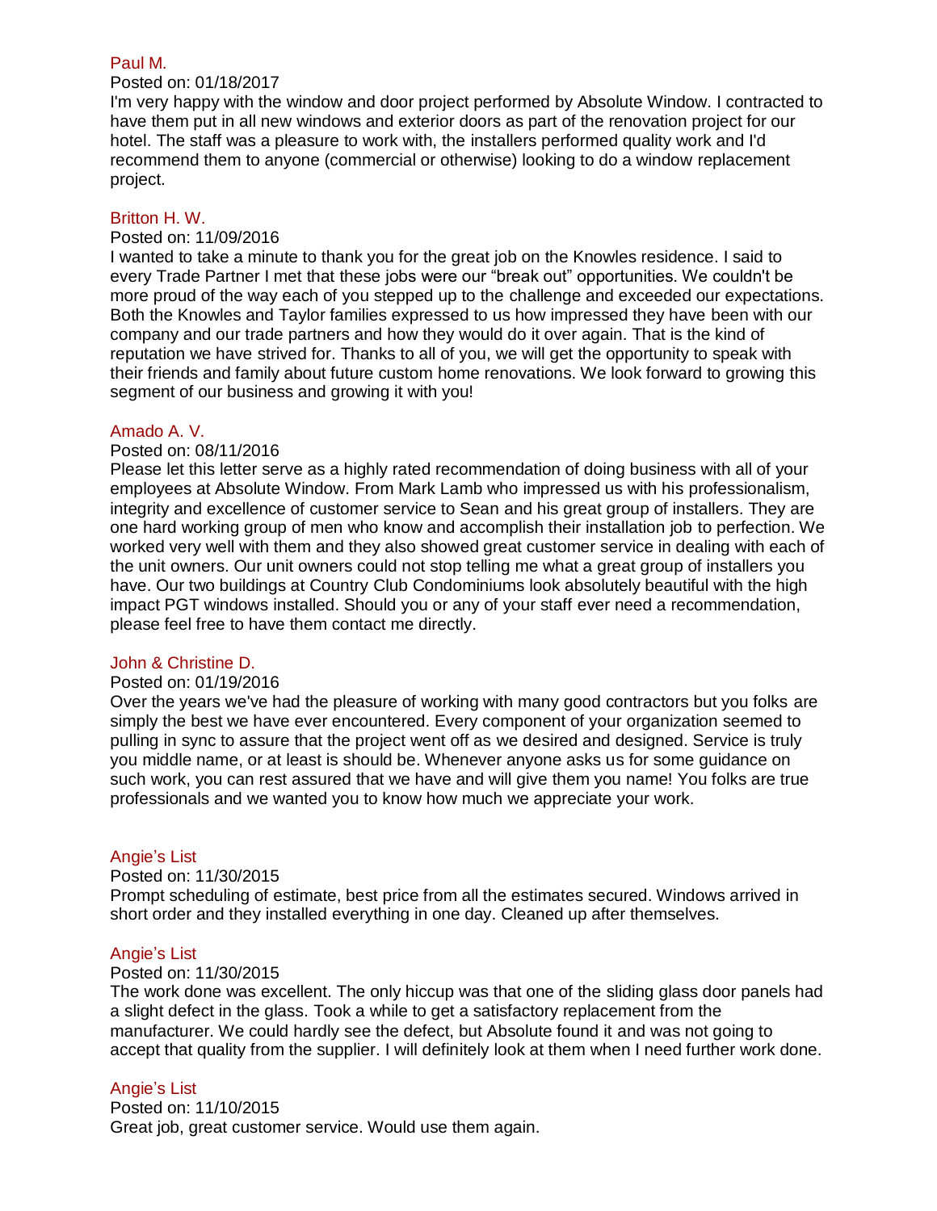### Paul M.

Posted on: 01/18/2017

I'm very happy with the window and door project performed by Absolute Window. I contracted to have them put in all new windows and exterior doors as part of the renovation project for our hotel. The staff was a pleasure to work with, the installers performed quality work and I'd recommend them to anyone (commercial or otherwise) looking to do a window replacement project.

### Britton H. W.

Posted on: 11/09/2016

I wanted to take a minute to thank you for the great job on the Knowles residence. I said to every Trade Partner I met that these jobs were our "break out" opportunities. We couldn't be more proud of the way each of you stepped up to the challenge and exceeded our expectations. Both the Knowles and Taylor families expressed to us how impressed they have been with our company and our trade partners and how they would do it over again. That is the kind of reputation we have strived for. Thanks to all of you, we will get the opportunity to speak with their friends and family about future custom home renovations. We look forward to growing this segment of our business and growing it with you!

### Amado A. V.

Posted on: 08/11/2016

Please let this letter serve as a highly rated recommendation of doing business with all of your employees at Absolute Window. From Mark Lamb who impressed us with his professionalism, integrity and excellence of customer service to Sean and his great group of installers. They are one hard working group of men who know and accomplish their installation job to perfection. We worked very well with them and they also showed great customer service in dealing with each of the unit owners. Our unit owners could not stop telling me what a great group of installers you have. Our two buildings at Country Club Condominiums look absolutely beautiful with the high impact PGT windows installed. Should you or any of your staff ever need a recommendation, please feel free to have them contact me directly.

### John & Christine D.

Posted on: 01/19/2016

Over the years we've had the pleasure of working with many good contractors but you folks are simply the best we have ever encountered. Every component of your organization seemed to pulling in sync to assure that the project went off as we desired and designed. Service is truly you middle name, or at least is should be. Whenever anyone asks us for some guidance on such work, you can rest assured that we have and will give them you name! You folks are true professionals and we wanted you to know how much we appreciate your work.

### Angie's List

Posted on: 11/30/2015

Prompt scheduling of estimate, best price from all the estimates secured. Windows arrived in short order and they installed everything in one day. Cleaned up after themselves.

### Angie's List

Posted on: 11/30/2015

The work done was excellent. The only hiccup was that one of the sliding glass door panels had a slight defect in the glass. Took a while to get a satisfactory replacement from the manufacturer. We could hardly see the defect, but Absolute found it and was not going to accept that quality from the supplier. I will definitely look at them when I need further work done.

### Angie's List

Posted on: 11/10/2015

Great job, great customer service. Would use them again.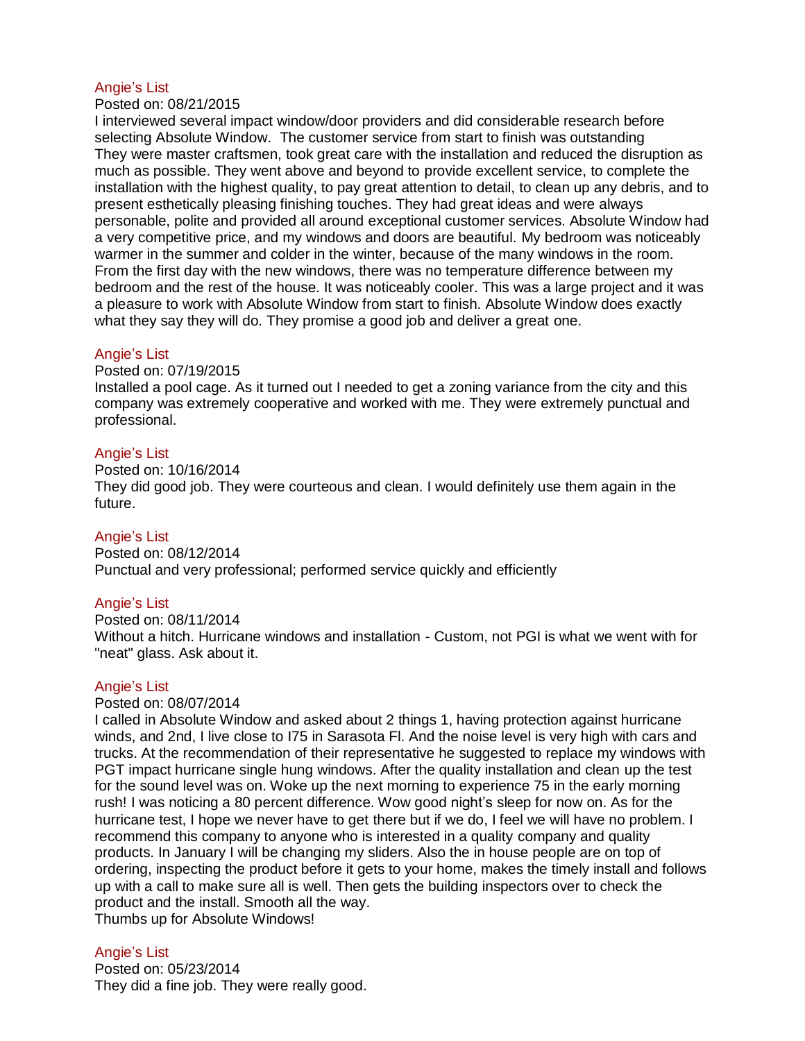Angie's List

Posted on: 08/21/2015

I interviewed several impact window/door providers and did considerable research before selecting Absolute Window. The customer service from start to finish was outstanding They were master craftsmen, took great care with the installation and reduced the disruption as much as possible. They went above and beyond to provide excellent service, to complete the installation with the highest quality, to pay great attention to detail, to clean up any debris, and to present esthetically pleasing finishing touches. They had great ideas and were always personable, polite and provided all around exceptional customer services. Absolute Window had a very competitive price, and my windows and doors are beautiful. My bedroom was noticeably warmer in the summer and colder in the winter, because of the many windows in the room. From the first day with the new windows, there was no temperature difference between my bedroom and the rest of the house. It was noticeably cooler. This was a large project and it was a pleasure to work with Absolute Window from start to finish. Absolute Window does exactly what they say they will do. They promise a good job and deliver a great one.

Angie's List

Posted on: 07/19/2015

Installed a pool cage. As it turned out I needed to get a zoning variance from the city and this company was extremely cooperative and worked with me. They were extremely punctual and professional.

Angie's List

Posted on: 10/16/2014

They did good job. They were courteous and clean. I would definitely use them again in the future.

Angie's List

Posted on: 08/12/2014

Punctual and very professional; performed service quickly and efficiently

Angie's List

Posted on: 08/11/2014

Without a hitch. Hurricane windows and installation - Custom, not PGI is what we went with for "neat" glass. Ask about it.

Angie's List

Posted on: 08/07/2014

I called in Absolute Window and asked about 2 things 1, having protection against hurricane winds, and 2nd, I live close to I75 in Sarasota Fl. And the noise level is very high with cars and trucks. At the recommendation of their representative he suggested to replace my windows with PGT impact hurricane single hung windows. After the quality installation and clean up the test for the sound level was on. Woke up the next morning to experience 75 in the early morning rush! I was noticing a 80 percent difference. Wow good night's sleep for now on. As for the hurricane test, I hope we never have to get there but if we do, I feel we will have no problem. I recommend this company to anyone who is interested in a quality company and quality products. In January I will be changing my sliders. Also the in house people are on top of ordering, inspecting the product before it gets to your home, makes the timely install and follows up with a call to make sure all is well. Then gets the building inspectors over to check the product and the install. Smooth all the way.
Thumbs up for Absolute Windows!

Angie's List

Posted on: 05/23/2014

They did a fine job. They were really good.